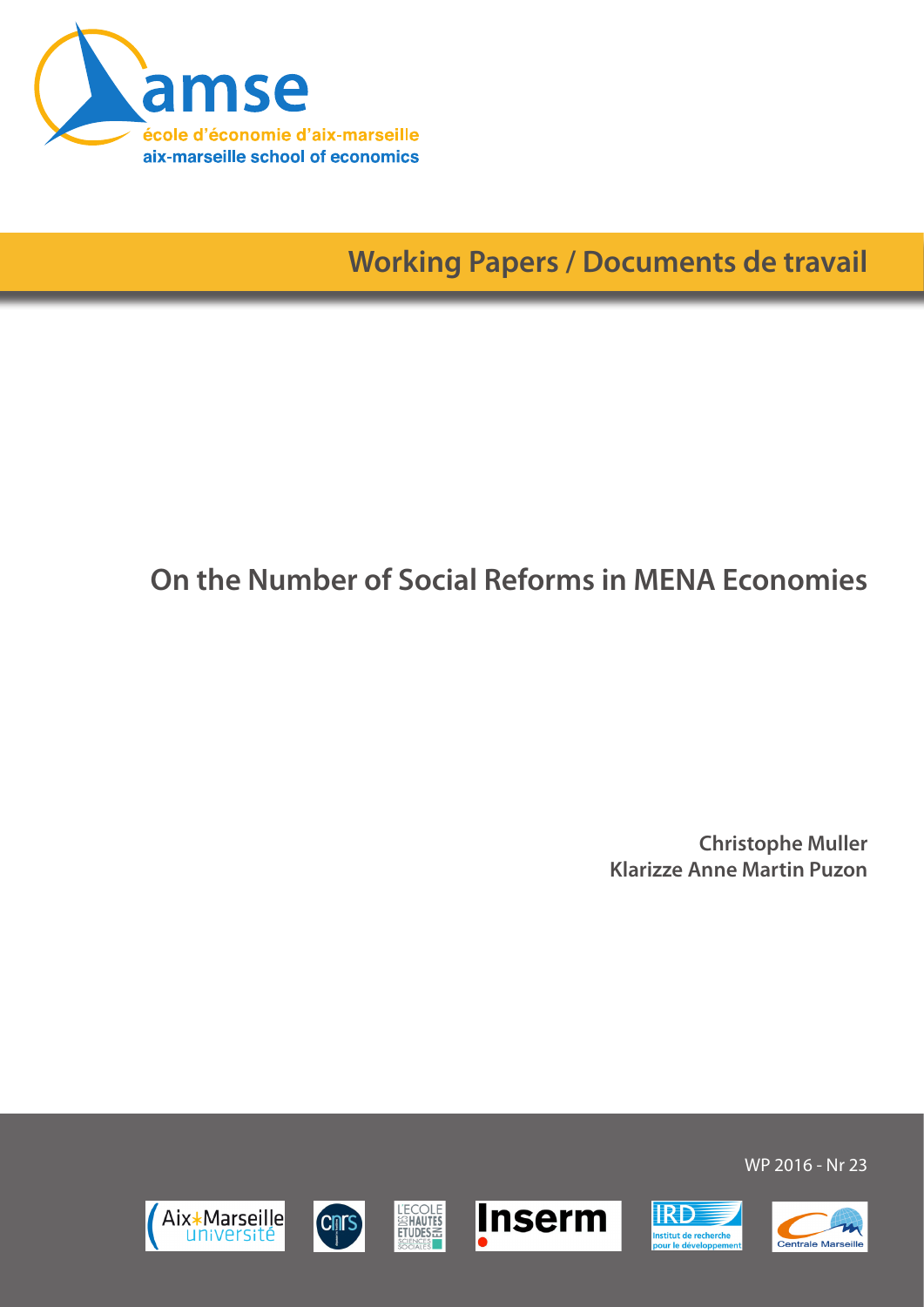amse

école d'économie d'aix-marseille
aix-marseille school of economics

**Working Papers / Documents de travail**

# On the Number of Social Reforms in MENA Economies

**Christophe Muller**
**Klarizze Anne Martin Puzon**

WP 2016 - Nr 23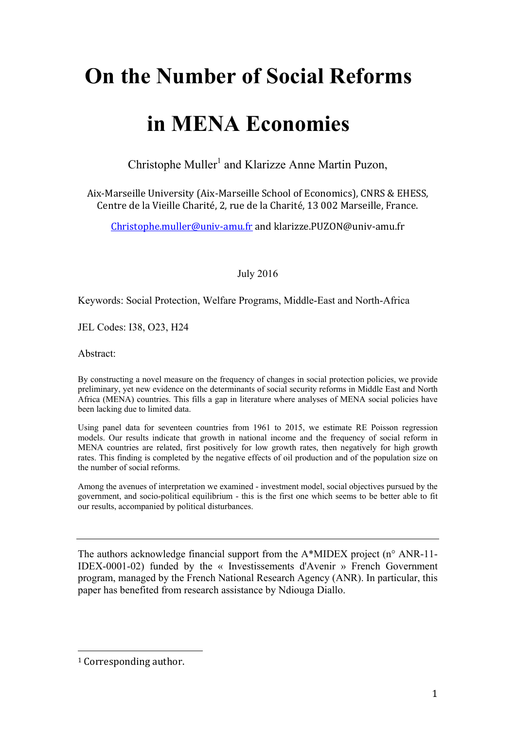# On the Number of Social Reforms in MENA Economies

Christophe Muller[1] and Klarizze Anne Martin Puzon,

Aix-Marseille University (Aix-Marseille School of Economics), CNRS & EHESS, Centre de la Vieille Charité, 2, rue de la Charité, 13 002 Marseille, France.

Christophe.muller@univ-amu.fr and klarizze.PUZON@univ-amu.fr

July 2016

Keywords: Social Protection, Welfare Programs, Middle-East and North-Africa

JEL Codes: I38, O23, H24

Abstract:

By constructing a novel measure on the frequency of changes in social protection policies, we provide preliminary, yet new evidence on the determinants of social security reforms in Middle East and North Africa (MENA) countries. This fills a gap in literature where analyses of MENA social policies have been lacking due to limited data.

Using panel data for seventeen countries from 1961 to 2015, we estimate RE Poisson regression models. Our results indicate that growth in national income and the frequency of social reform in MENA countries are related, first positively for low growth rates, then negatively for high growth rates. This finding is completed by the negative effects of oil production and of the population size on the number of social reforms.

Among the avenues of interpretation we examined - investment model, social objectives pursued by the government, and socio-political equilibrium - this is the first one which seems to be better able to fit our results, accompanied by political disturbances.

---

The authors acknowledge financial support from the A*MIDEX project (n° ANR-11-IDEX-0001-02) funded by the « Investissements d'Avenir » French Government program, managed by the French National Research Agency (ANR). In particular, this paper has benefited from research assistance by Ndiouga Diallo.

[1] Corresponding author.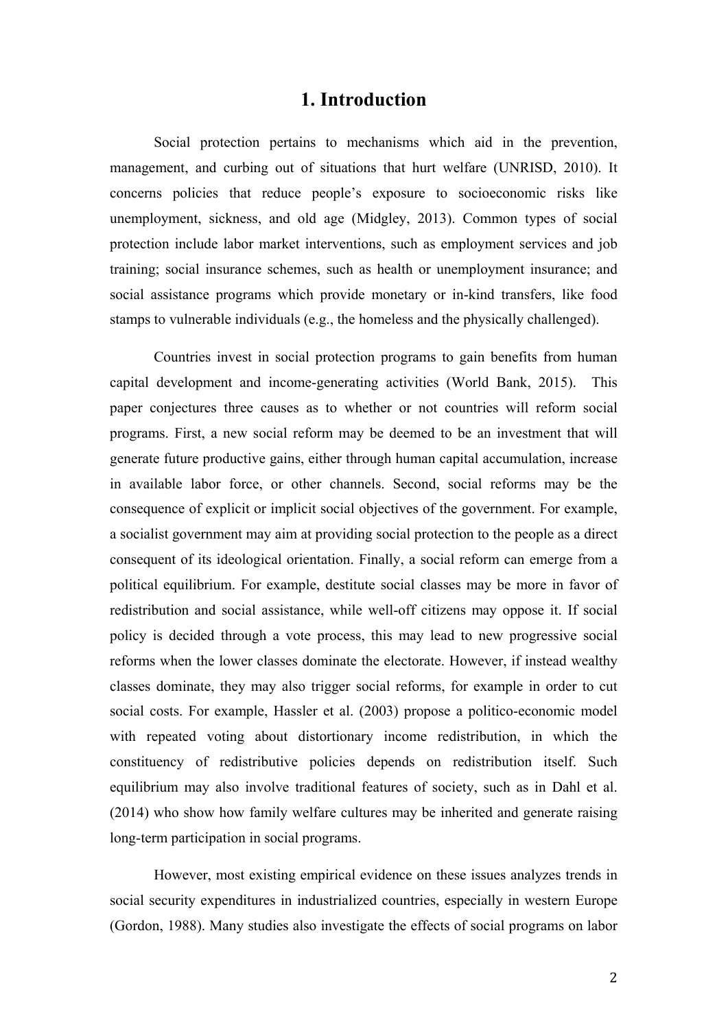# 1. Introduction

Social protection pertains to mechanisms which aid in the prevention, management, and curbing out of situations that hurt welfare (UNRISD, 2010). It concerns policies that reduce people's exposure to socioeconomic risks like unemployment, sickness, and old age (Midgley, 2013). Common types of social protection include labor market interventions, such as employment services and job training; social insurance schemes, such as health or unemployment insurance; and social assistance programs which provide monetary or in-kind transfers, like food stamps to vulnerable individuals (e.g., the homeless and the physically challenged).

Countries invest in social protection programs to gain benefits from human capital development and income-generating activities (World Bank, 2015). This paper conjectures three causes as to whether or not countries will reform social programs. First, a new social reform may be deemed to be an investment that will generate future productive gains, either through human capital accumulation, increase in available labor force, or other channels. Second, social reforms may be the consequence of explicit or implicit social objectives of the government. For example, a socialist government may aim at providing social protection to the people as a direct consequent of its ideological orientation. Finally, a social reform can emerge from a political equilibrium. For example, destitute social classes may be more in favor of redistribution and social assistance, while well-off citizens may oppose it. If social policy is decided through a vote process, this may lead to new progressive social reforms when the lower classes dominate the electorate. However, if instead wealthy classes dominate, they may also trigger social reforms, for example in order to cut social costs. For example, Hassler et al. (2003) propose a politico-economic model with repeated voting about distortionary income redistribution, in which the constituency of redistributive policies depends on redistribution itself. Such equilibrium may also involve traditional features of society, such as in Dahl et al. (2014) who show how family welfare cultures may be inherited and generate raising long-term participation in social programs.

However, most existing empirical evidence on these issues analyzes trends in social security expenditures in industrialized countries, especially in western Europe (Gordon, 1988). Many studies also investigate the effects of social programs on labor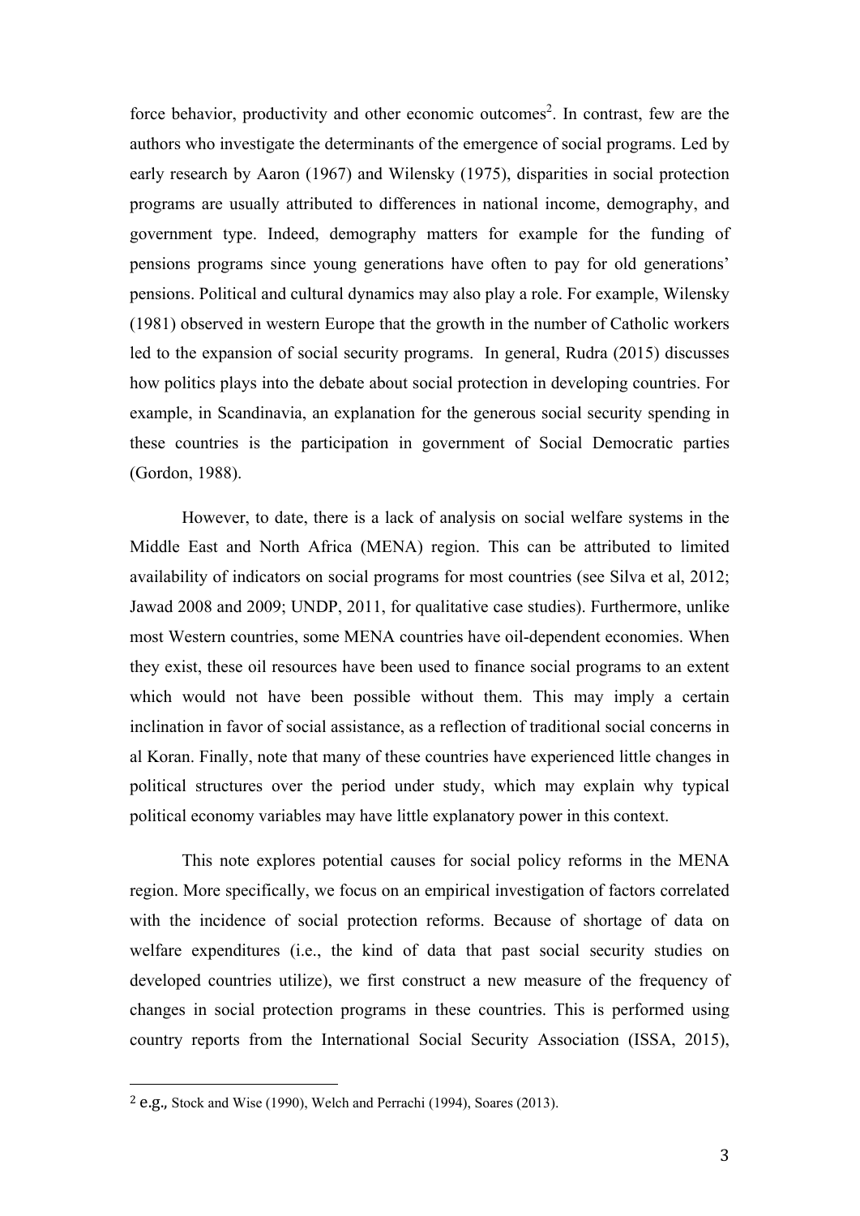force behavior, productivity and other economic outcomes[2]. In contrast, few are the authors who investigate the determinants of the emergence of social programs. Led by early research by Aaron (1967) and Wilensky (1975), disparities in social protection programs are usually attributed to differences in national income, demography, and government type. Indeed, demography matters for example for the funding of pensions programs since young generations have often to pay for old generations' pensions. Political and cultural dynamics may also play a role. For example, Wilensky (1981) observed in western Europe that the growth in the number of Catholic workers led to the expansion of social security programs. In general, Rudra (2015) discusses how politics plays into the debate about social protection in developing countries. For example, in Scandinavia, an explanation for the generous social security spending in these countries is the participation in government of Social Democratic parties (Gordon, 1988).

However, to date, there is a lack of analysis on social welfare systems in the Middle East and North Africa (MENA) region. This can be attributed to limited availability of indicators on social programs for most countries (see Silva et al, 2012; Jawad 2008 and 2009; UNDP, 2011, for qualitative case studies). Furthermore, unlike most Western countries, some MENA countries have oil-dependent economies. When they exist, these oil resources have been used to finance social programs to an extent which would not have been possible without them. This may imply a certain inclination in favor of social assistance, as a reflection of traditional social concerns in al Koran. Finally, note that many of these countries have experienced little changes in political structures over the period under study, which may explain why typical political economy variables may have little explanatory power in this context.

This note explores potential causes for social policy reforms in the MENA region. More specifically, we focus on an empirical investigation of factors correlated with the incidence of social protection reforms. Because of shortage of data on welfare expenditures (i.e., the kind of data that past social security studies on developed countries utilize), we first construct a new measure of the frequency of changes in social protection programs in these countries. This is performed using country reports from the International Social Security Association (ISSA, 2015),

---

[2] e.g., Stock and Wise (1990), Welch and Perrachi (1994), Soares (2013).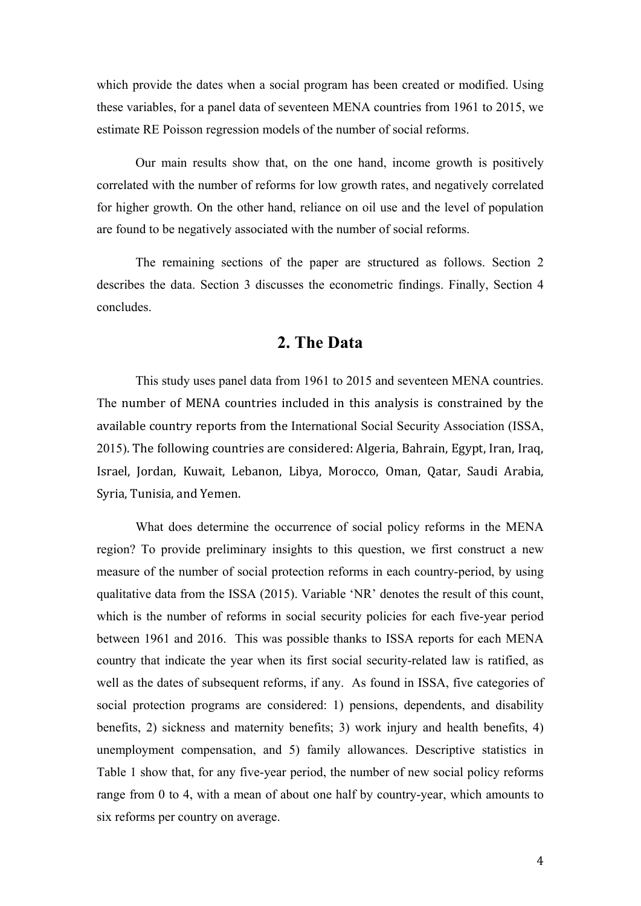which provide the dates when a social program has been created or modified. Using these variables, for a panel data of seventeen MENA countries from 1961 to 2015, we estimate RE Poisson regression models of the number of social reforms.

Our main results show that, on the one hand, income growth is positively correlated with the number of reforms for low growth rates, and negatively correlated for higher growth. On the other hand, reliance on oil use and the level of population are found to be negatively associated with the number of social reforms.

The remaining sections of the paper are structured as follows. Section 2 describes the data. Section 3 discusses the econometric findings. Finally, Section 4 concludes.

## 2. The Data

This study uses panel data from 1961 to 2015 and seventeen MENA countries. The number of MENA countries included in this analysis is constrained by the available country reports from the International Social Security Association (ISSA, 2015). The following countries are considered: Algeria, Bahrain, Egypt, Iran, Iraq, Israel, Jordan, Kuwait, Lebanon, Libya, Morocco, Oman, Qatar, Saudi Arabia, Syria, Tunisia, and Yemen.

What does determine the occurrence of social policy reforms in the MENA region? To provide preliminary insights to this question, we first construct a new measure of the number of social protection reforms in each country-period, by using qualitative data from the ISSA (2015). Variable 'NR' denotes the result of this count, which is the number of reforms in social security policies for each five-year period between 1961 and 2016. This was possible thanks to ISSA reports for each MENA country that indicate the year when its first social security-related law is ratified, as well as the dates of subsequent reforms, if any. As found in ISSA, five categories of social protection programs are considered: 1) pensions, dependents, and disability benefits, 2) sickness and maternity benefits; 3) work injury and health benefits, 4) unemployment compensation, and 5) family allowances. Descriptive statistics in Table 1 show that, for any five-year period, the number of new social policy reforms range from 0 to 4, with a mean of about one half by country-year, which amounts to six reforms per country on average.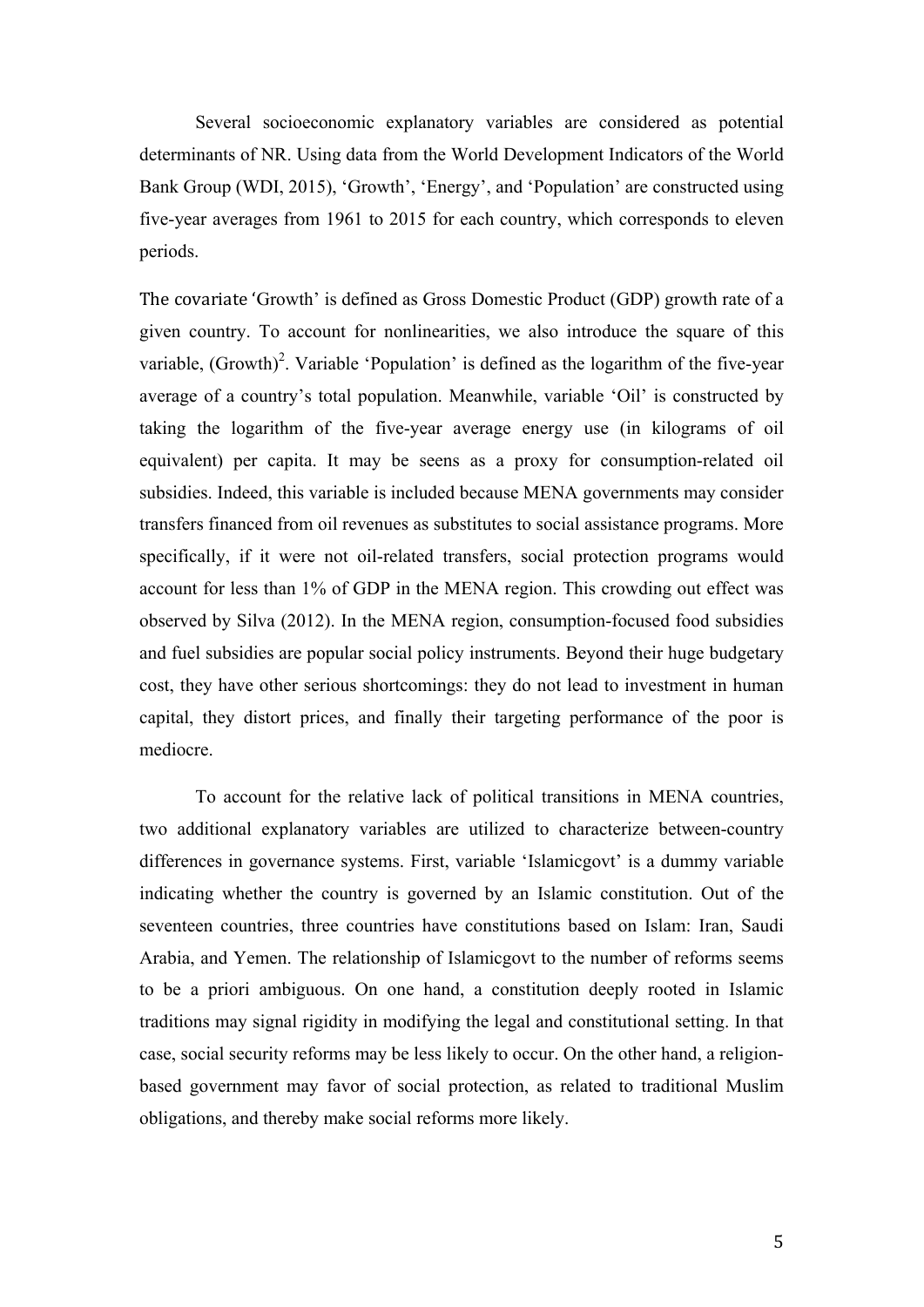Several socioeconomic explanatory variables are considered as potential determinants of NR. Using data from the World Development Indicators of the World Bank Group (WDI, 2015), 'Growth', 'Energy', and 'Population' are constructed using five-year averages from 1961 to 2015 for each country, which corresponds to eleven periods.

The covariate 'Growth' is defined as Gross Domestic Product (GDP) growth rate of a given country. To account for nonlinearities, we also introduce the square of this variable, $(\text{Growth})^2$. Variable 'Population' is defined as the logarithm of the five-year average of a country's total population. Meanwhile, variable 'Oil' is constructed by taking the logarithm of the five-year average energy use (in kilograms of oil equivalent) per capita. It may be seens as a proxy for consumption-related oil subsidies. Indeed, this variable is included because MENA governments may consider transfers financed from oil revenues as substitutes to social assistance programs. More specifically, if it were not oil-related transfers, social protection programs would account for less than 1% of GDP in the MENA region. This crowding out effect was observed by Silva (2012). In the MENA region, consumption-focused food subsidies and fuel subsidies are popular social policy instruments. Beyond their huge budgetary cost, they have other serious shortcomings: they do not lead to investment in human capital, they distort prices, and finally their targeting performance of the poor is mediocre.

To account for the relative lack of political transitions in MENA countries, two additional explanatory variables are utilized to characterize between-country differences in governance systems. First, variable 'Islamicgovt' is a dummy variable indicating whether the country is governed by an Islamic constitution. Out of the seventeen countries, three countries have constitutions based on Islam: Iran, Saudi Arabia, and Yemen. The relationship of Islamicgovt to the number of reforms seems to be a priori ambiguous. On one hand, a constitution deeply rooted in Islamic traditions may signal rigidity in modifying the legal and constitutional setting. In that case, social security reforms may be less likely to occur. On the other hand, a religion-based government may favor of social protection, as related to traditional Muslim obligations, and thereby make social reforms more likely.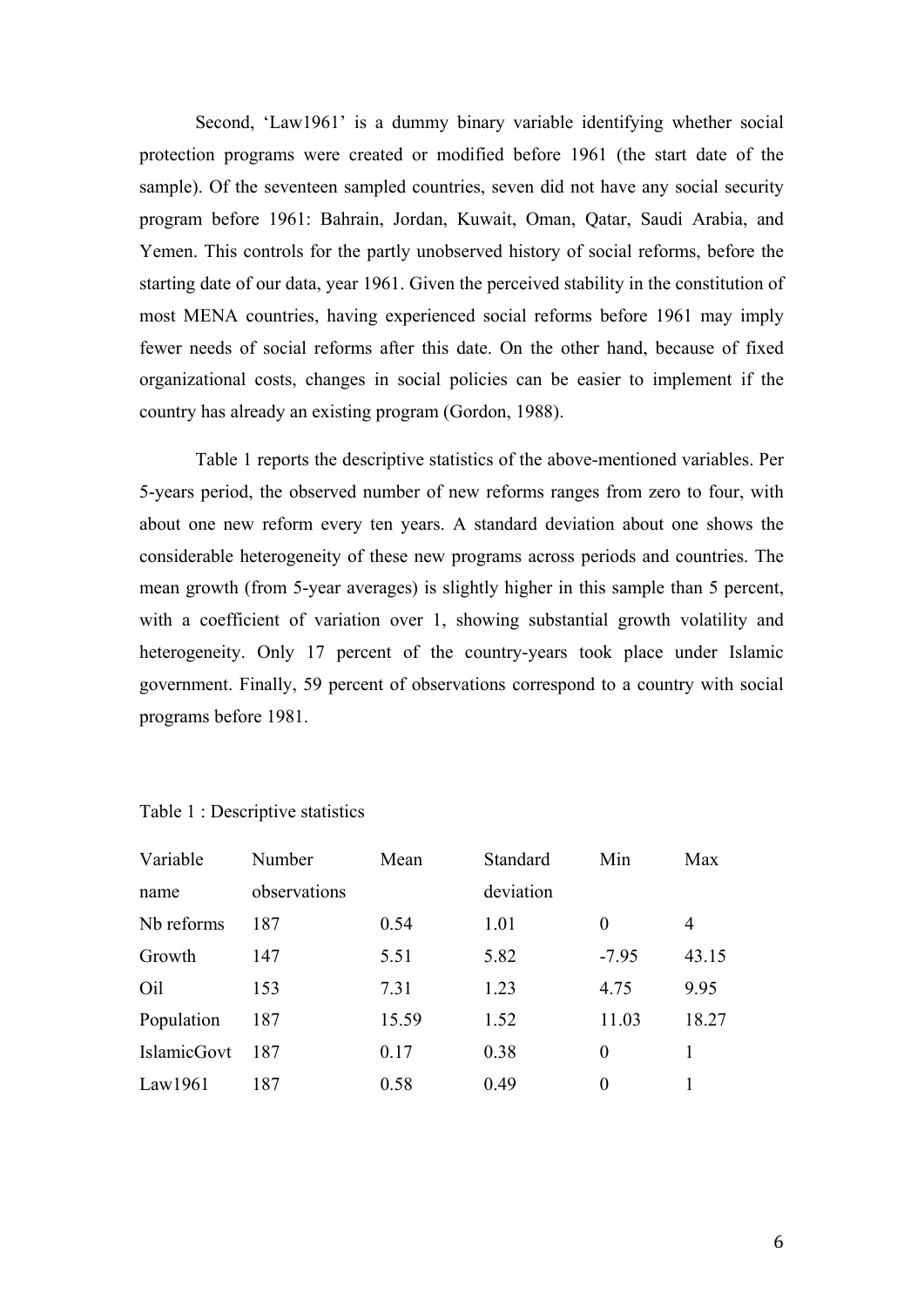Second, ‘Law1961’ is a dummy binary variable identifying whether social protection programs were created or modified before 1961 (the start date of the sample). Of the seventeen sampled countries, seven did not have any social security program before 1961: Bahrain, Jordan, Kuwait, Oman, Qatar, Saudi Arabia, and Yemen. This controls for the partly unobserved history of social reforms, before the starting date of our data, year 1961. Given the perceived stability in the constitution of most MENA countries, having experienced social reforms before 1961 may imply fewer needs of social reforms after this date. On the other hand, because of fixed organizational costs, changes in social policies can be easier to implement if the country has already an existing program (Gordon, 1988).

Table 1 reports the descriptive statistics of the above-mentioned variables. Per 5-years period, the observed number of new reforms ranges from zero to four, with about one new reform every ten years. A standard deviation about one shows the considerable heterogeneity of these new programs across periods and countries. The mean growth (from 5-year averages) is slightly higher in this sample than 5 percent, with a coefficient of variation over 1, showing substantial growth volatility and heterogeneity. Only 17 percent of the country-years took place under Islamic government. Finally, 59 percent of observations correspond to a country with social programs before 1981.

Table 1 : Descriptive statistics

| Variable name | Number observations | Mean | Standard deviation | Min | Max |
|---|---|---|---|---|---|
| Nb reforms | 187 | 0.54 | 1.01 | 0 | 4 |
| Growth | 147 | 5.51 | 5.82 | -7.95 | 43.15 |
| Oil | 153 | 7.31 | 1.23 | 4.75 | 9.95 |
| Population | 187 | 15.59 | 1.52 | 11.03 | 18.27 |
| IslamicGovt | 187 | 0.17 | 0.38 | 0 | 1 |
| Law1961 | 187 | 0.58 | 0.49 | 0 | 1 |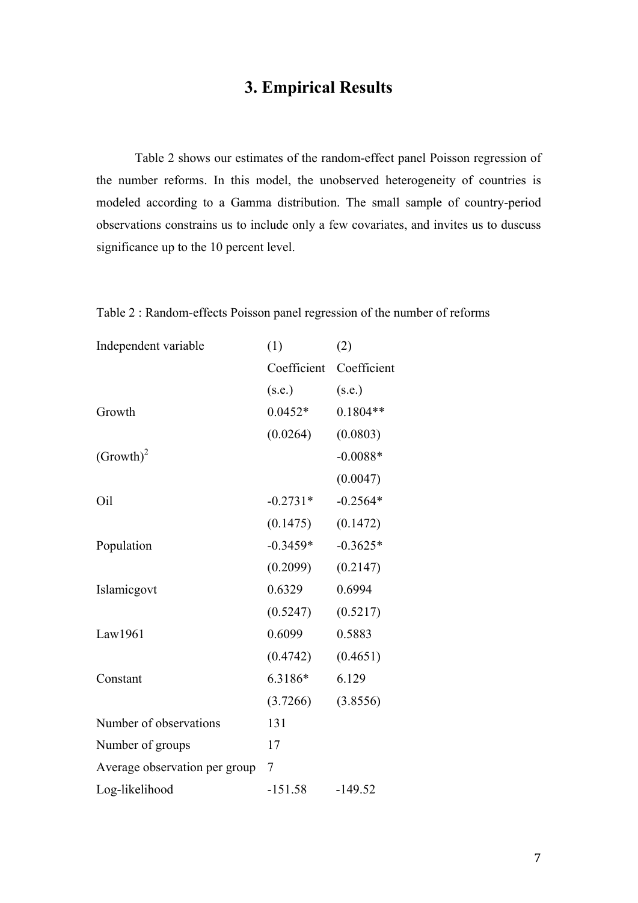# 3. Empirical Results

Table 2 shows our estimates of the random-effect panel Poisson regression of the number reforms. In this model, the unobserved heterogeneity of countries is modeled according to a Gamma distribution. The small sample of country-period observations constrains us to include only a few covariates, and invites us to duscuss significance up to the 10 percent level.

Table 2 : Random-effects Poisson panel regression of the number of reforms

| Independent variable | (1) Coefficient (s.e.) | (2) Coefficient (s.e.) |
|---|---|---|
| Growth | 0.0452* | 0.1804** |
| | (0.0264) | (0.0803) |
| $(\text{Growth})^2$ | | -0.0088* |
| | | (0.0047) |
| Oil | -0.2731* | -0.2564* |
| | (0.1475) | (0.1472) |
| Population | -0.3459* | -0.3625* |
| | (0.2099) | (0.2147) |
| Islamicgovt | 0.6329 | 0.6994 |
| | (0.5247) | (0.5217) |
| Law1961 | 0.6099 | 0.5883 |
| | (0.4742) | (0.4651) |
| Constant | 6.3186* | 6.129 |
| | (3.7266) | (3.8556) |
| Number of observations | 131 | |
| Number of groups | 17 | |
| Average observation per group | 7 | |
| Log-likelihood | -151.58 | -149.52 |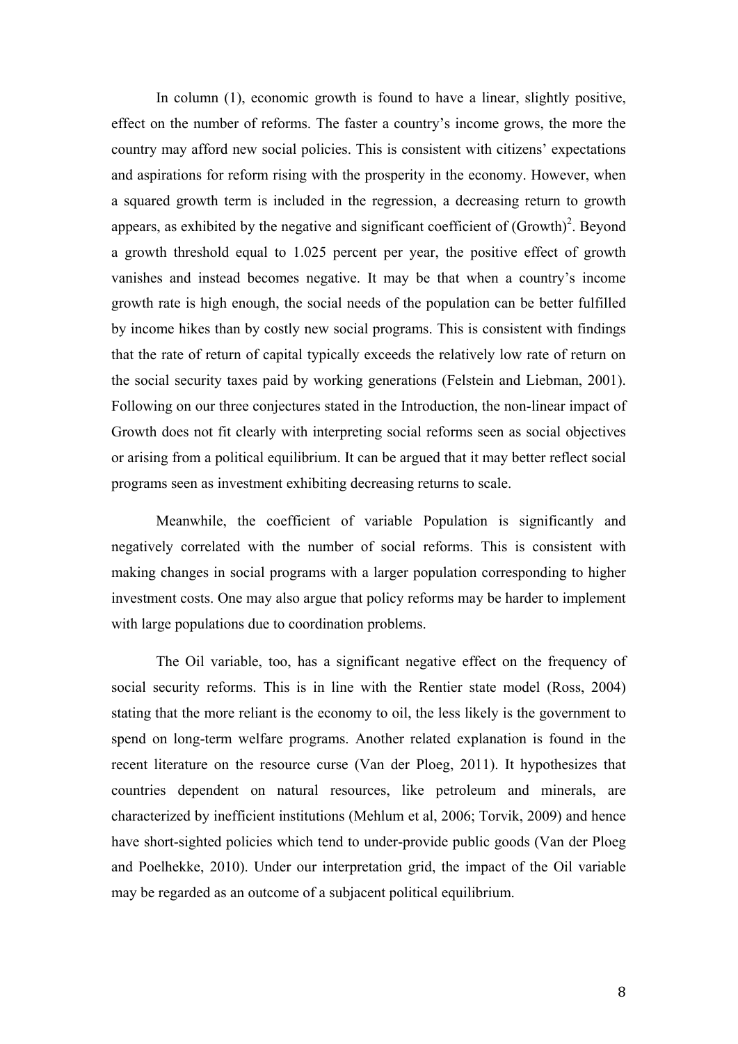In column (1), economic growth is found to have a linear, slightly positive, effect on the number of reforms. The faster a country's income grows, the more the country may afford new social policies. This is consistent with citizens' expectations and aspirations for reform rising with the prosperity in the economy. However, when a squared growth term is included in the regression, a decreasing return to growth appears, as exhibited by the negative and significant coefficient of $(\text{Growth})^2$. Beyond a growth threshold equal to 1.025 percent per year, the positive effect of growth vanishes and instead becomes negative. It may be that when a country's income growth rate is high enough, the social needs of the population can be better fulfilled by income hikes than by costly new social programs. This is consistent with findings that the rate of return of capital typically exceeds the relatively low rate of return on the social security taxes paid by working generations (Felstein and Liebman, 2001). Following on our three conjectures stated in the Introduction, the non-linear impact of Growth does not fit clearly with interpreting social reforms seen as social objectives or arising from a political equilibrium. It can be argued that it may better reflect social programs seen as investment exhibiting decreasing returns to scale.

Meanwhile, the coefficient of variable Population is significantly and negatively correlated with the number of social reforms. This is consistent with making changes in social programs with a larger population corresponding to higher investment costs. One may also argue that policy reforms may be harder to implement with large populations due to coordination problems.

The Oil variable, too, has a significant negative effect on the frequency of social security reforms. This is in line with the Rentier state model (Ross, 2004) stating that the more reliant is the economy to oil, the less likely is the government to spend on long-term welfare programs. Another related explanation is found in the recent literature on the resource curse (Van der Ploeg, 2011). It hypothesizes that countries dependent on natural resources, like petroleum and minerals, are characterized by inefficient institutions (Mehlum et al, 2006; Torvik, 2009) and hence have short-sighted policies which tend to under-provide public goods (Van der Ploeg and Poelhekke, 2010). Under our interpretation grid, the impact of the Oil variable may be regarded as an outcome of a subjacent political equilibrium.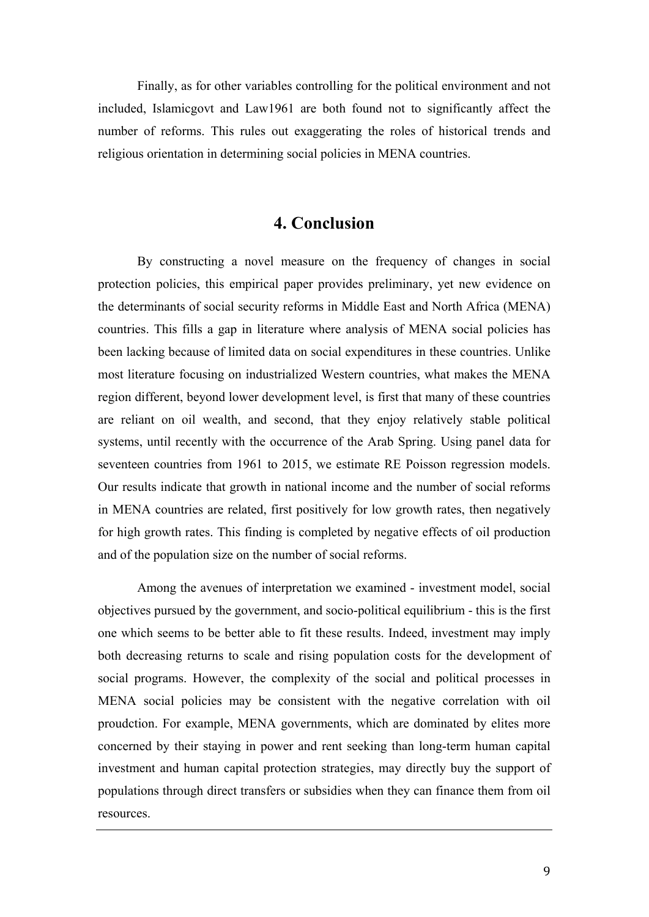Finally, as for other variables controlling for the political environment and not included, Islamicgovt and Law1961 are both found not to significantly affect the number of reforms. This rules out exaggerating the roles of historical trends and religious orientation in determining social policies in MENA countries.

# 4. Conclusion

By constructing a novel measure on the frequency of changes in social protection policies, this empirical paper provides preliminary, yet new evidence on the determinants of social security reforms in Middle East and North Africa (MENA) countries. This fills a gap in literature where analysis of MENA social policies has been lacking because of limited data on social expenditures in these countries. Unlike most literature focusing on industrialized Western countries, what makes the MENA region different, beyond lower development level, is first that many of these countries are reliant on oil wealth, and second, that they enjoy relatively stable political systems, until recently with the occurrence of the Arab Spring. Using panel data for seventeen countries from 1961 to 2015, we estimate RE Poisson regression models. Our results indicate that growth in national income and the number of social reforms in MENA countries are related, first positively for low growth rates, then negatively for high growth rates. This finding is completed by negative effects of oil production and of the population size on the number of social reforms.

Among the avenues of interpretation we examined - investment model, social objectives pursued by the government, and socio-political equilibrium - this is the first one which seems to be better able to fit these results. Indeed, investment may imply both decreasing returns to scale and rising population costs for the development of social programs. However, the complexity of the social and political processes in MENA social policies may be consistent with the negative correlation with oil proudction. For example, MENA governments, which are dominated by elites more concerned by their staying in power and rent seeking than long-term human capital investment and human capital protection strategies, may directly buy the support of populations through direct transfers or subsidies when they can finance them from oil resources.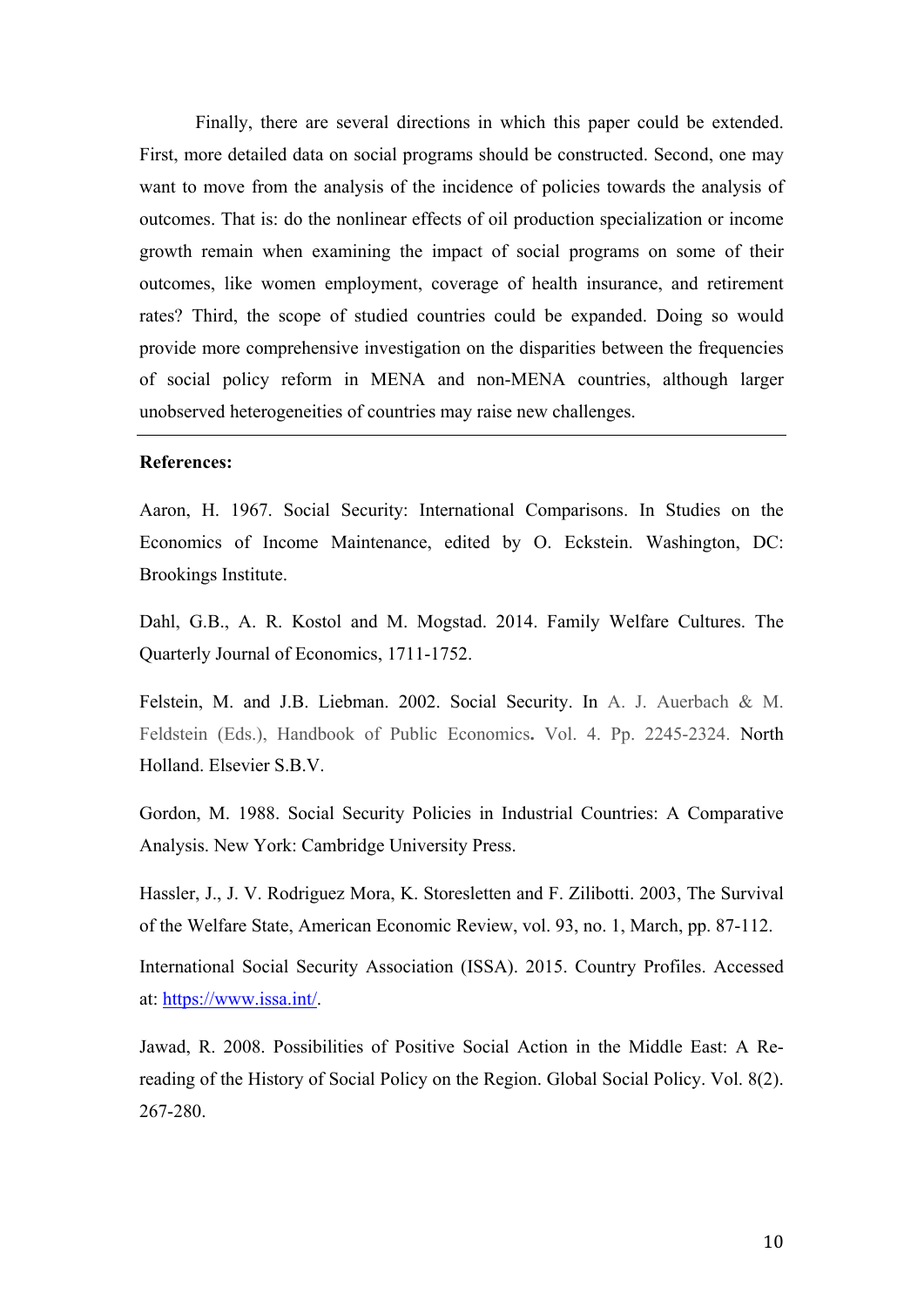Finally, there are several directions in which this paper could be extended. First, more detailed data on social programs should be constructed. Second, one may want to move from the analysis of the incidence of policies towards the analysis of outcomes. That is: do the nonlinear effects of oil production specialization or income growth remain when examining the impact of social programs on some of their outcomes, like women employment, coverage of health insurance, and retirement rates? Third, the scope of studied countries could be expanded. Doing so would provide more comprehensive investigation on the disparities between the frequencies of social policy reform in MENA and non-MENA countries, although larger unobserved heterogeneities of countries may raise new challenges.

---

**References:**

Aaron, H. 1967. Social Security: International Comparisons. In Studies on the Economics of Income Maintenance, edited by O. Eckstein. Washington, DC: Brookings Institute.

Dahl, G.B., A. R. Kostol and M. Mogstad. 2014. Family Welfare Cultures. The Quarterly Journal of Economics, 1711-1752.

Felstein, M. and J.B. Liebman. 2002. Social Security. In A. J. Auerbach & M. Feldstein (Eds.), Handbook of Public Economics**.** Vol. 4. Pp. 2245-2324. North Holland. Elsevier S.B.V.

Gordon, M. 1988. Social Security Policies in Industrial Countries: A Comparative Analysis. New York: Cambridge University Press.

Hassler, J., J. V. Rodriguez Mora, K. Storesletten and F. Zilibotti. 2003, The Survival of the Welfare State, American Economic Review, vol. 93, no. 1, March, pp. 87-112.

International Social Security Association (ISSA). 2015. Country Profiles. Accessed at: https://www.issa.int/.

Jawad, R. 2008. Possibilities of Positive Social Action in the Middle East: A Re-reading of the History of Social Policy on the Region. Global Social Policy. Vol. 8(2). 267-280.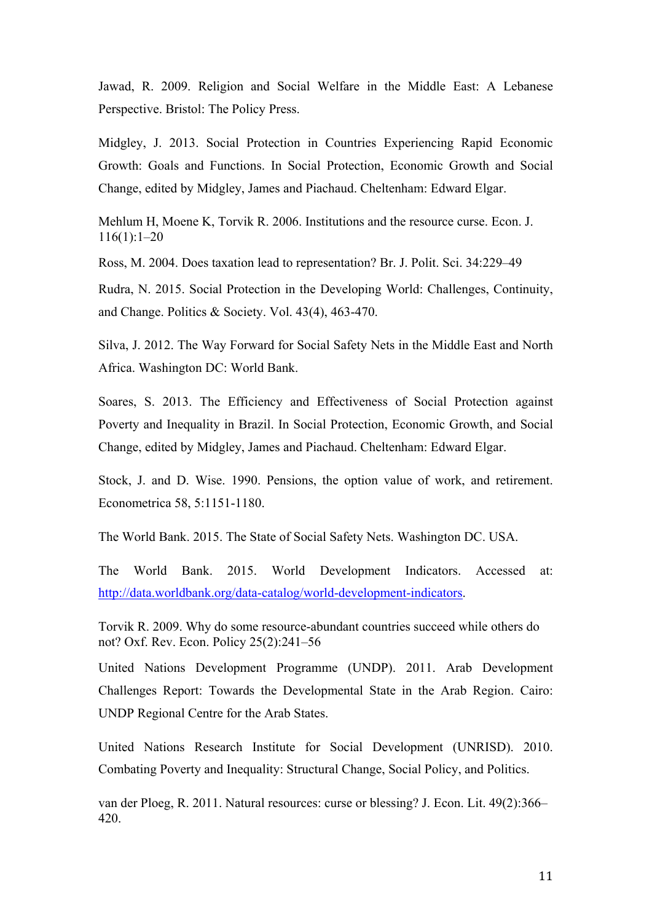Jawad, R. 2009. Religion and Social Welfare in the Middle East: A Lebanese Perspective. Bristol: The Policy Press.

Midgley, J. 2013. Social Protection in Countries Experiencing Rapid Economic Growth: Goals and Functions. In Social Protection, Economic Growth and Social Change, edited by Midgley, James and Piachaud. Cheltenham: Edward Elgar.

Mehlum H, Moene K, Torvik R. 2006. Institutions and the resource curse. Econ. J. 116(1):1–20

Ross, M. 2004. Does taxation lead to representation? Br. J. Polit. Sci. 34:229–49

Rudra, N. 2015. Social Protection in the Developing World: Challenges, Continuity, and Change. Politics & Society. Vol. 43(4), 463-470.

Silva, J. 2012. The Way Forward for Social Safety Nets in the Middle East and North Africa. Washington DC: World Bank.

Soares, S. 2013. The Efficiency and Effectiveness of Social Protection against Poverty and Inequality in Brazil. In Social Protection, Economic Growth, and Social Change, edited by Midgley, James and Piachaud. Cheltenham: Edward Elgar.

Stock, J. and D. Wise. 1990. Pensions, the option value of work, and retirement. Econometrica 58, 5:1151-1180.

The World Bank. 2015. The State of Social Safety Nets. Washington DC. USA.

The World Bank. 2015. World Development Indicators. Accessed at: http://data.worldbank.org/data-catalog/world-development-indicators.

Torvik R. 2009. Why do some resource-abundant countries succeed while others do not? Oxf. Rev. Econ. Policy 25(2):241–56

United Nations Development Programme (UNDP). 2011. Arab Development Challenges Report: Towards the Developmental State in the Arab Region. Cairo: UNDP Regional Centre for the Arab States.

United Nations Research Institute for Social Development (UNRISD). 2010. Combating Poverty and Inequality: Structural Change, Social Policy, and Politics.

van der Ploeg, R. 2011. Natural resources: curse or blessing? J. Econ. Lit. 49(2):366–420.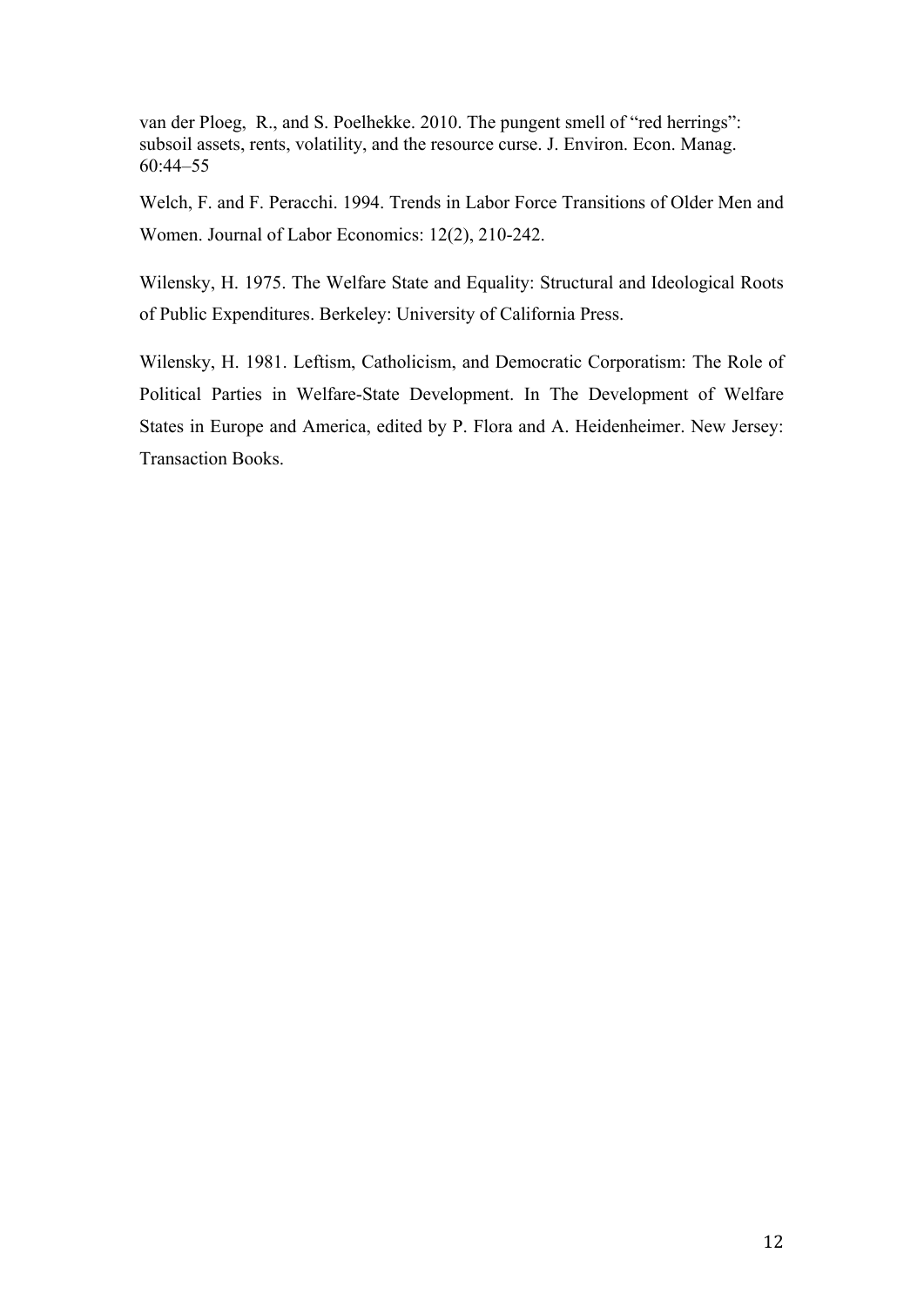van der Ploeg,  R., and S. Poelhekke. 2010. The pungent smell of "red herrings": subsoil assets, rents, volatility, and the resource curse. J. Environ. Econ. Manag. 60:44–55

Welch, F. and F. Peracchi. 1994. Trends in Labor Force Transitions of Older Men and Women. Journal of Labor Economics: 12(2), 210-242.

Wilensky, H. 1975. The Welfare State and Equality: Structural and Ideological Roots of Public Expenditures. Berkeley: University of California Press.

Wilensky, H. 1981. Leftism, Catholicism, and Democratic Corporatism: The Role of Political Parties in Welfare-State Development. In The Development of Welfare States in Europe and America, edited by P. Flora and A. Heidenheimer. New Jersey: Transaction Books.